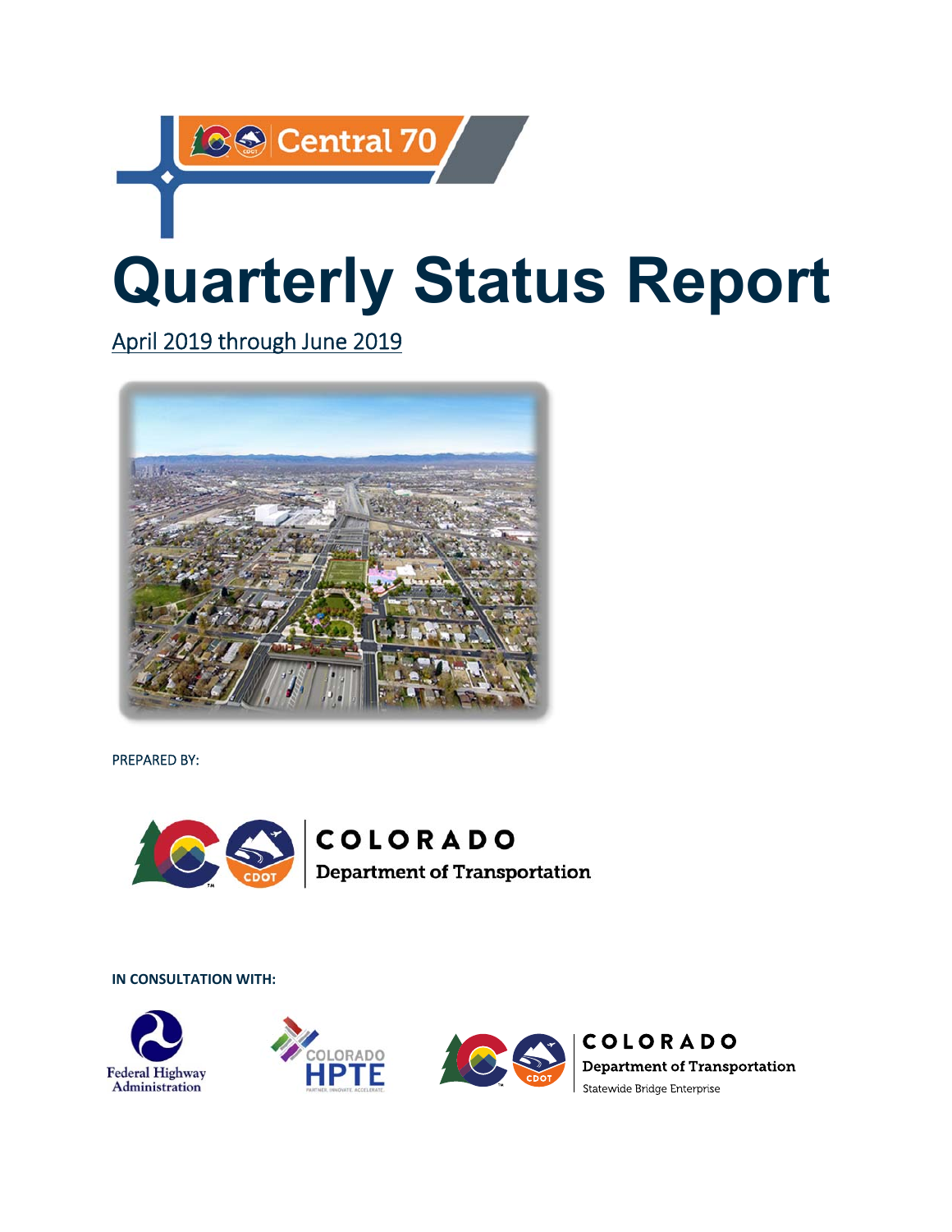Central 70

# Quarterly Status Report

April 2019 through June 2019

PREPARED BY:

COLORADO
Department of Transportation

**IN CONSULTATION WITH:**

Federal Highway Administration

COLORADO HPTE

COLORADO
Department of Transportation
Statewide Bridge Enterprise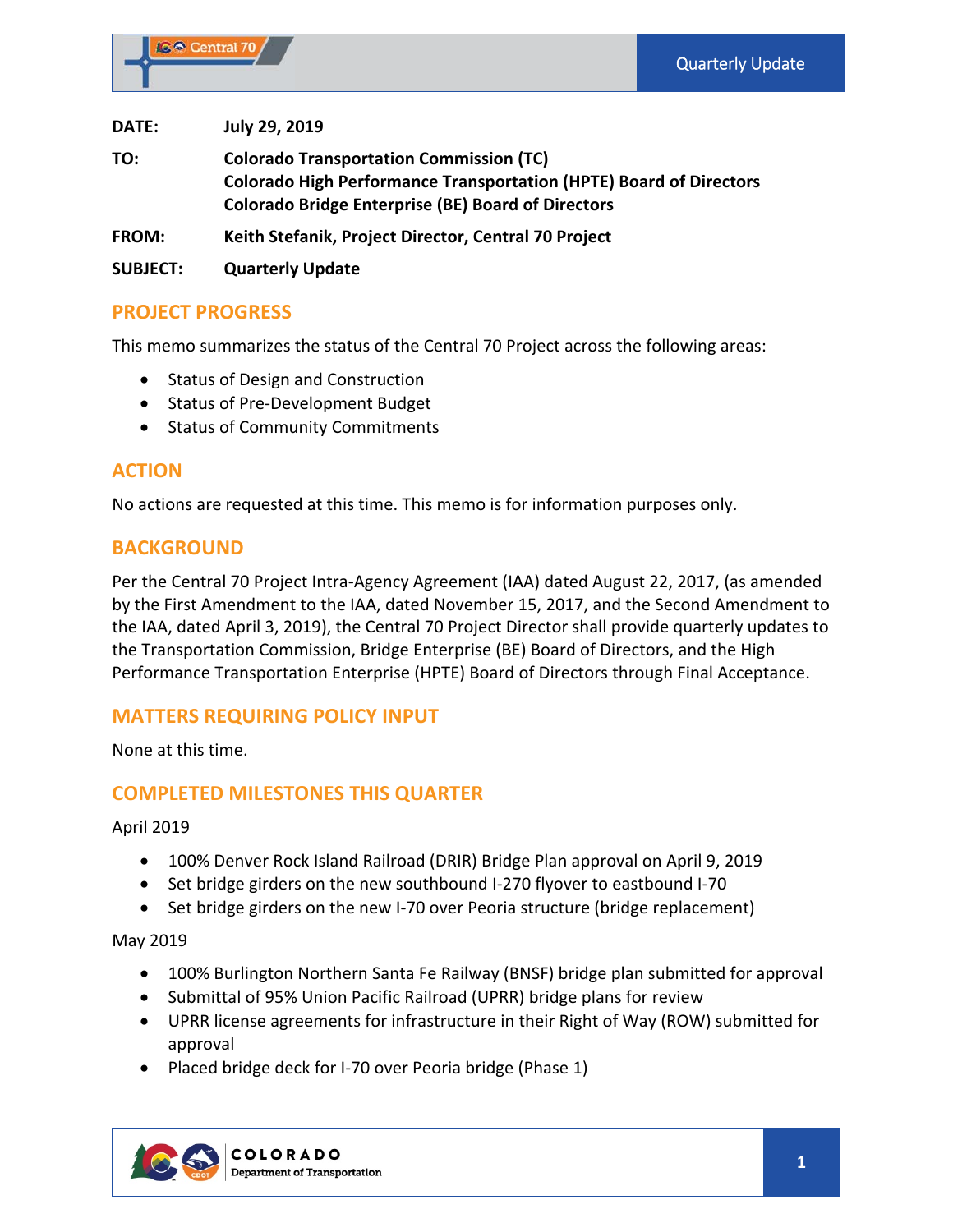| | |
|---|---|
| **DATE:** | **July 29, 2019** |
| **TO:** | **Colorado Transportation Commission (TC)**<br>**Colorado High Performance Transportation (HPTE) Board of Directors**<br>**Colorado Bridge Enterprise (BE) Board of Directors** |
| **FROM:** | **Keith Stefanik, Project Director, Central 70 Project** |
| **SUBJECT:** | **Quarterly Update** |

## PROJECT PROGRESS

This memo summarizes the status of the Central 70 Project across the following areas:

- Status of Design and Construction
- Status of Pre-Development Budget
- Status of Community Commitments

## ACTION

No actions are requested at this time. This memo is for information purposes only.

## BACKGROUND

Per the Central 70 Project Intra-Agency Agreement (IAA) dated August 22, 2017, (as amended by the First Amendment to the IAA, dated November 15, 2017, and the Second Amendment to the IAA, dated April 3, 2019), the Central 70 Project Director shall provide quarterly updates to the Transportation Commission, Bridge Enterprise (BE) Board of Directors, and the High Performance Transportation Enterprise (HPTE) Board of Directors through Final Acceptance.

## MATTERS REQUIRING POLICY INPUT

None at this time.

## COMPLETED MILESTONES THIS QUARTER

April 2019

- 100% Denver Rock Island Railroad (DRIR) Bridge Plan approval on April 9, 2019
- Set bridge girders on the new southbound I-270 flyover to eastbound I-70
- Set bridge girders on the new I-70 over Peoria structure (bridge replacement)

May 2019

- 100% Burlington Northern Santa Fe Railway (BNSF) bridge plan submitted for approval
- Submittal of 95% Union Pacific Railroad (UPRR) bridge plans for review
- UPRR license agreements for infrastructure in their Right of Way (ROW) submitted for approval
- Placed bridge deck for I-70 over Peoria bridge (Phase 1)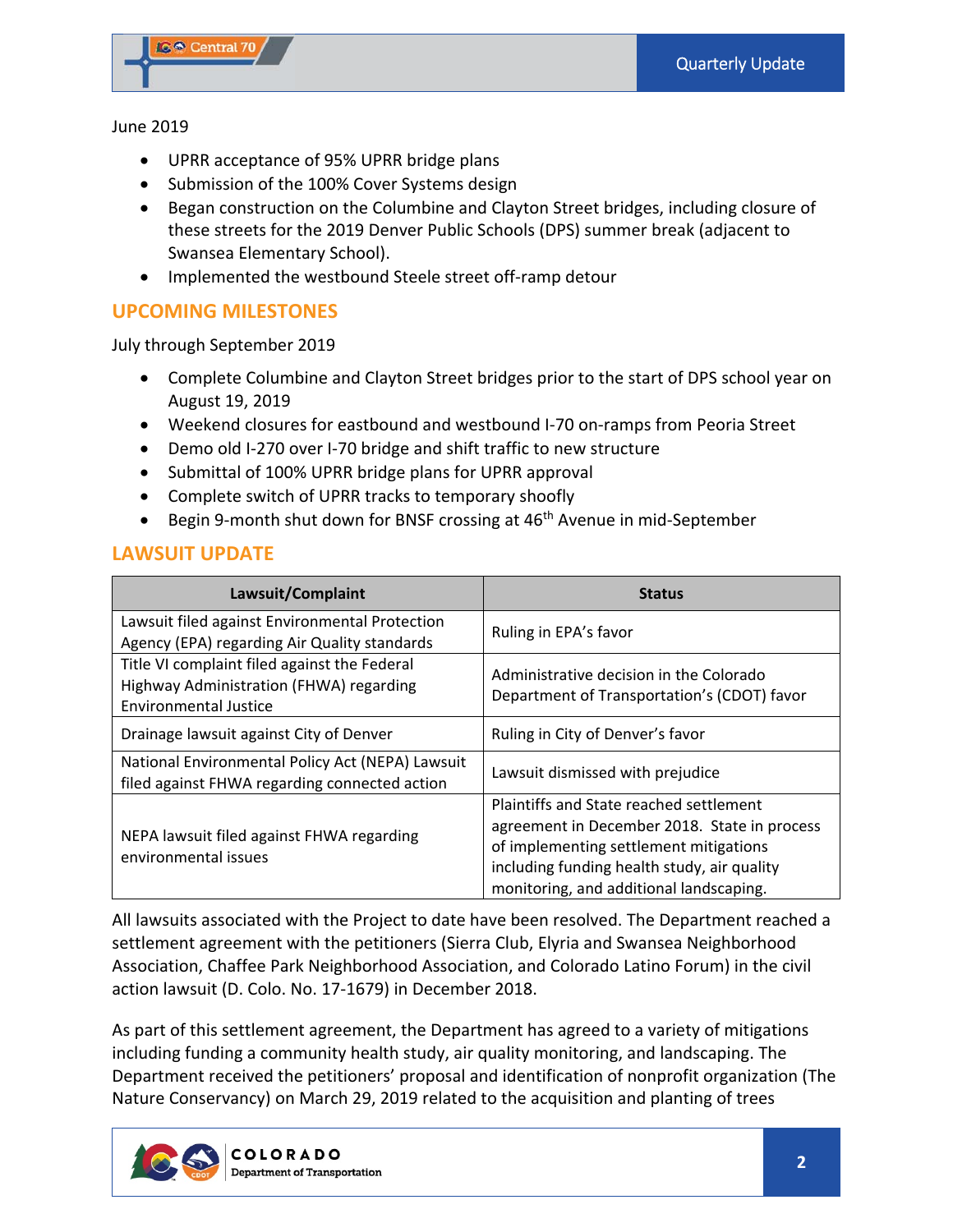June 2019

- UPRR acceptance of 95% UPRR bridge plans
- Submission of the 100% Cover Systems design
- Began construction on the Columbine and Clayton Street bridges, including closure of these streets for the 2019 Denver Public Schools (DPS) summer break (adjacent to Swansea Elementary School).
- Implemented the westbound Steele street off-ramp detour

## UPCOMING MILESTONES

July through September 2019

- Complete Columbine and Clayton Street bridges prior to the start of DPS school year on August 19, 2019
- Weekend closures for eastbound and westbound I-70 on-ramps from Peoria Street
- Demo old I-270 over I-70 bridge and shift traffic to new structure
- Submittal of 100% UPRR bridge plans for UPRR approval
- Complete switch of UPRR tracks to temporary shoofly
- Begin 9-month shut down for BNSF crossing at 46th Avenue in mid-September

## LAWSUIT UPDATE

| Lawsuit/Complaint | Status |
|---|---|
| Lawsuit filed against Environmental Protection Agency (EPA) regarding Air Quality standards | Ruling in EPA's favor |
| Title VI complaint filed against the Federal Highway Administration (FHWA) regarding Environmental Justice | Administrative decision in the Colorado Department of Transportation's (CDOT) favor |
| Drainage lawsuit against City of Denver | Ruling in City of Denver's favor |
| National Environmental Policy Act (NEPA) Lawsuit filed against FHWA regarding connected action | Lawsuit dismissed with prejudice |
| NEPA lawsuit filed against FHWA regarding environmental issues | Plaintiffs and State reached settlement agreement in December 2018. State in process of implementing settlement mitigations including funding health study, air quality monitoring, and additional landscaping. |

All lawsuits associated with the Project to date have been resolved. The Department reached a settlement agreement with the petitioners (Sierra Club, Elyria and Swansea Neighborhood Association, Chaffee Park Neighborhood Association, and Colorado Latino Forum) in the civil action lawsuit (D. Colo. No. 17-1679) in December 2018.

As part of this settlement agreement, the Department has agreed to a variety of mitigations including funding a community health study, air quality monitoring, and landscaping. The Department received the petitioners' proposal and identification of nonprofit organization (The Nature Conservancy) on March 29, 2019 related to the acquisition and planting of trees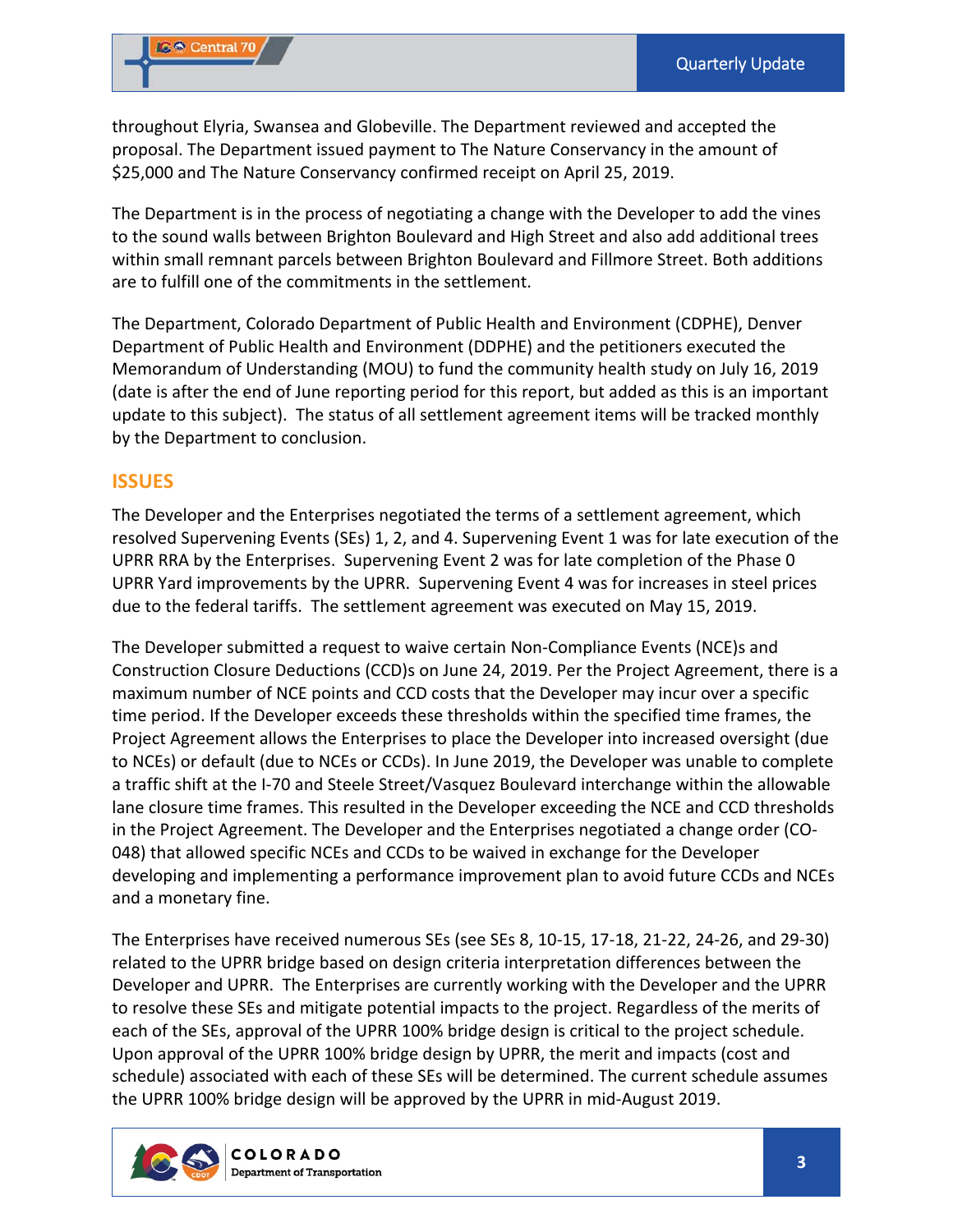throughout Elyria, Swansea and Globeville. The Department reviewed and accepted the proposal. The Department issued payment to The Nature Conservancy in the amount of $25,000 and The Nature Conservancy confirmed receipt on April 25, 2019.

The Department is in the process of negotiating a change with the Developer to add the vines to the sound walls between Brighton Boulevard and High Street and also add additional trees within small remnant parcels between Brighton Boulevard and Fillmore Street. Both additions are to fulfill one of the commitments in the settlement.

The Department, Colorado Department of Public Health and Environment (CDPHE), Denver Department of Public Health and Environment (DDPHE) and the petitioners executed the Memorandum of Understanding (MOU) to fund the community health study on July 16, 2019 (date is after the end of June reporting period for this report, but added as this is an important update to this subject). The status of all settlement agreement items will be tracked monthly by the Department to conclusion.

## ISSUES

The Developer and the Enterprises negotiated the terms of a settlement agreement, which resolved Supervening Events (SEs) 1, 2, and 4. Supervening Event 1 was for late execution of the UPRR RRA by the Enterprises. Supervening Event 2 was for late completion of the Phase 0 UPRR Yard improvements by the UPRR. Supervening Event 4 was for increases in steel prices due to the federal tariffs. The settlement agreement was executed on May 15, 2019.

The Developer submitted a request to waive certain Non-Compliance Events (NCE)s and Construction Closure Deductions (CCD)s on June 24, 2019. Per the Project Agreement, there is a maximum number of NCE points and CCD costs that the Developer may incur over a specific time period. If the Developer exceeds these thresholds within the specified time frames, the Project Agreement allows the Enterprises to place the Developer into increased oversight (due to NCEs) or default (due to NCEs or CCDs). In June 2019, the Developer was unable to complete a traffic shift at the I-70 and Steele Street/Vasquez Boulevard interchange within the allowable lane closure time frames. This resulted in the Developer exceeding the NCE and CCD thresholds in the Project Agreement. The Developer and the Enterprises negotiated a change order (CO-048) that allowed specific NCEs and CCDs to be waived in exchange for the Developer developing and implementing a performance improvement plan to avoid future CCDs and NCEs and a monetary fine.

The Enterprises have received numerous SEs (see SEs 8, 10-15, 17-18, 21-22, 24-26, and 29-30) related to the UPRR bridge based on design criteria interpretation differences between the Developer and UPRR. The Enterprises are currently working with the Developer and the UPRR to resolve these SEs and mitigate potential impacts to the project. Regardless of the merits of each of the SEs, approval of the UPRR 100% bridge design is critical to the project schedule. Upon approval of the UPRR 100% bridge design by UPRR, the merit and impacts (cost and schedule) associated with each of these SEs will be determined. The current schedule assumes the UPRR 100% bridge design will be approved by the UPRR in mid-August 2019.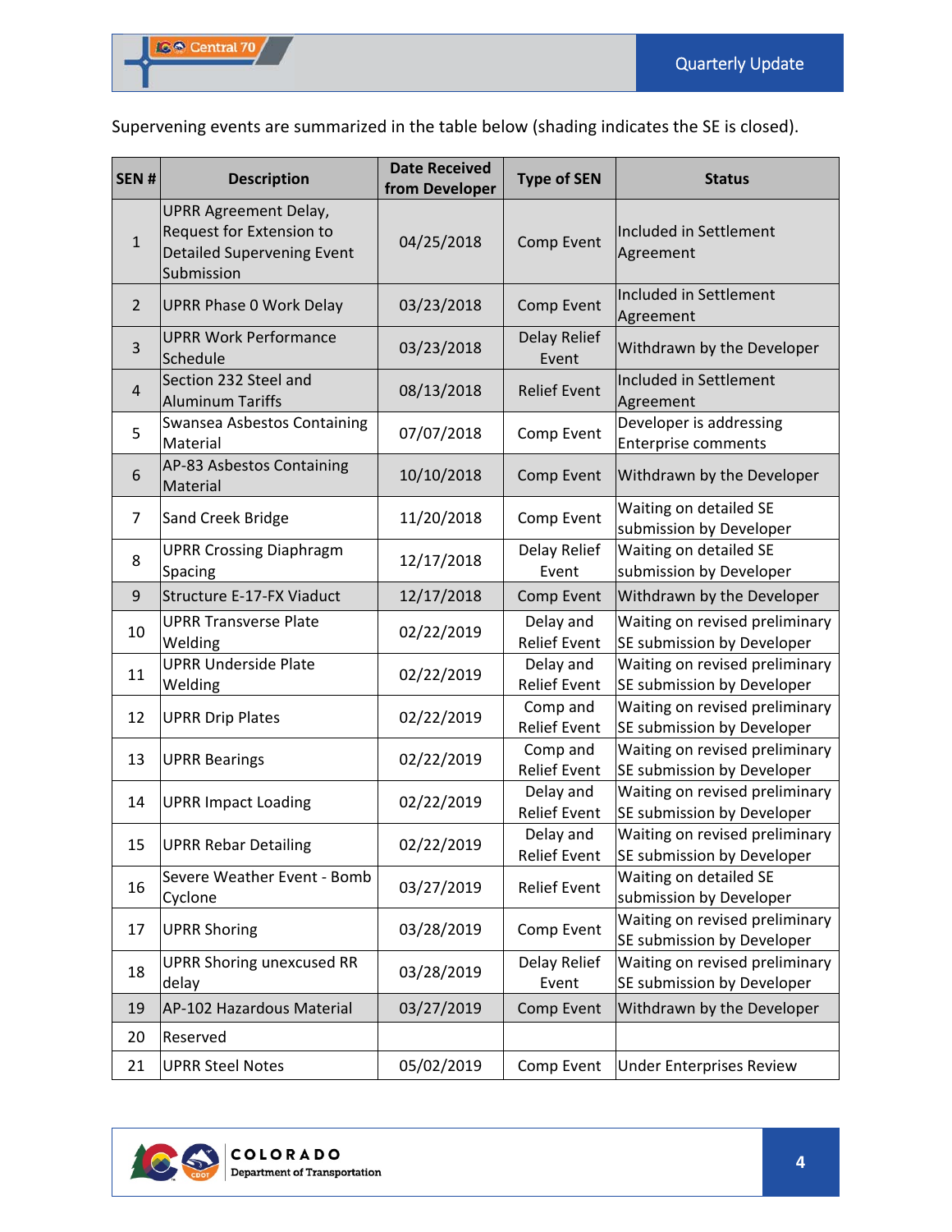Supervening events are summarized in the table below (shading indicates the SE is closed).

| SEN # | Description | Date Received from Developer | Type of SEN | Status |
|---|---|---|---|---|
| 1 | UPRR Agreement Delay, Request for Extension to Detailed Supervening Event Submission | 04/25/2018 | Comp Event | Included in Settlement Agreement |
| 2 | UPRR Phase 0 Work Delay | 03/23/2018 | Comp Event | Included in Settlement Agreement |
| 3 | UPRR Work Performance Schedule | 03/23/2018 | Delay Relief Event | Withdrawn by the Developer |
| 4 | Section 232 Steel and Aluminum Tariffs | 08/13/2018 | Relief Event | Included in Settlement Agreement |
| 5 | Swansea Asbestos Containing Material | 07/07/2018 | Comp Event | Developer is addressing Enterprise comments |
| 6 | AP-83 Asbestos Containing Material | 10/10/2018 | Comp Event | Withdrawn by the Developer |
| 7 | Sand Creek Bridge | 11/20/2018 | Comp Event | Waiting on detailed SE submission by Developer |
| 8 | UPRR Crossing Diaphragm Spacing | 12/17/2018 | Delay Relief Event | Waiting on detailed SE submission by Developer |
| 9 | Structure E-17-FX Viaduct | 12/17/2018 | Comp Event | Withdrawn by the Developer |
| 10 | UPRR Transverse Plate Welding | 02/22/2019 | Delay and Relief Event | Waiting on revised preliminary SE submission by Developer |
| 11 | UPRR Underside Plate Welding | 02/22/2019 | Delay and Relief Event | Waiting on revised preliminary SE submission by Developer |
| 12 | UPRR Drip Plates | 02/22/2019 | Comp and Relief Event | Waiting on revised preliminary SE submission by Developer |
| 13 | UPRR Bearings | 02/22/2019 | Comp and Relief Event | Waiting on revised preliminary SE submission by Developer |
| 14 | UPRR Impact Loading | 02/22/2019 | Delay and Relief Event | Waiting on revised preliminary SE submission by Developer |
| 15 | UPRR Rebar Detailing | 02/22/2019 | Delay and Relief Event | Waiting on revised preliminary SE submission by Developer |
| 16 | Severe Weather Event - Bomb Cyclone | 03/27/2019 | Relief Event | Waiting on detailed SE submission by Developer |
| 17 | UPRR Shoring | 03/28/2019 | Comp Event | Waiting on revised preliminary SE submission by Developer |
| 18 | UPRR Shoring unexcused RR delay | 03/28/2019 | Delay Relief Event | Waiting on revised preliminary SE submission by Developer |
| 19 | AP-102 Hazardous Material | 03/27/2019 | Comp Event | Withdrawn by the Developer |
| 20 | Reserved | | | |
| 21 | UPRR Steel Notes | 05/02/2019 | Comp Event | Under Enterprises Review |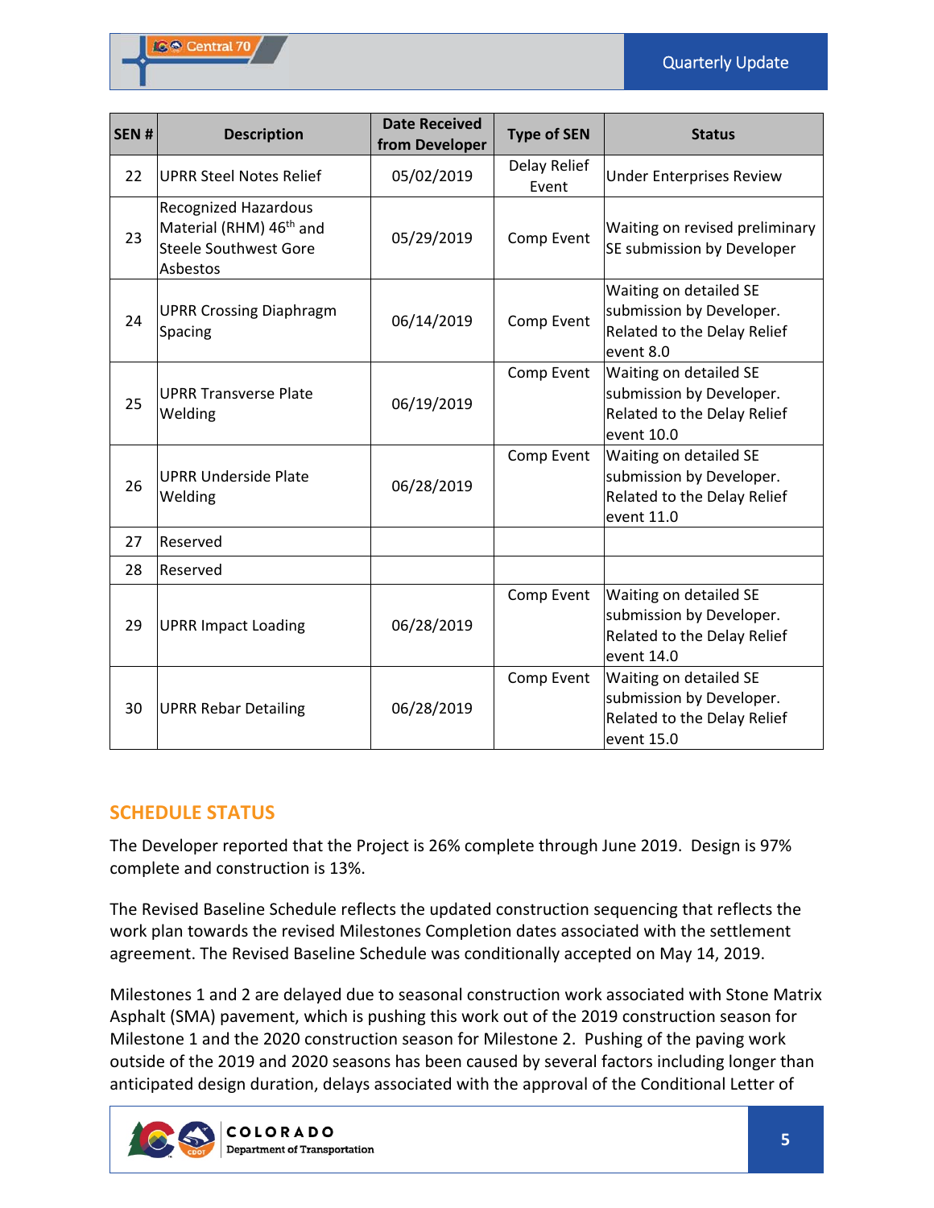| SEN # | Description | Date Received from Developer | Type of SEN | Status |
|---|---|---|---|---|
| 22 | UPRR Steel Notes Relief | 05/02/2019 | Delay Relief Event | Under Enterprises Review |
| 23 | Recognized Hazardous Material (RHM) 46th and Steele Southwest Gore Asbestos | 05/29/2019 | Comp Event | Waiting on revised preliminary SE submission by Developer |
| 24 | UPRR Crossing Diaphragm Spacing | 06/14/2019 | Comp Event | Waiting on detailed SE submission by Developer. Related to the Delay Relief event 8.0 |
| 25 | UPRR Transverse Plate Welding | 06/19/2019 | Comp Event | Waiting on detailed SE submission by Developer. Related to the Delay Relief event 10.0 |
| 26 | UPRR Underside Plate Welding | 06/28/2019 | Comp Event | Waiting on detailed SE submission by Developer. Related to the Delay Relief event 11.0 |
| 27 | Reserved | | | |
| 28 | Reserved | | | |
| 29 | UPRR Impact Loading | 06/28/2019 | Comp Event | Waiting on detailed SE submission by Developer. Related to the Delay Relief event 14.0 |
| 30 | UPRR Rebar Detailing | 06/28/2019 | Comp Event | Waiting on detailed SE submission by Developer. Related to the Delay Relief event 15.0 |

## SCHEDULE STATUS

The Developer reported that the Project is 26% complete through June 2019. Design is 97% complete and construction is 13%.

The Revised Baseline Schedule reflects the updated construction sequencing that reflects the work plan towards the revised Milestones Completion dates associated with the settlement agreement. The Revised Baseline Schedule was conditionally accepted on May 14, 2019.

Milestones 1 and 2 are delayed due to seasonal construction work associated with Stone Matrix Asphalt (SMA) pavement, which is pushing this work out of the 2019 construction season for Milestone 1 and the 2020 construction season for Milestone 2. Pushing of the paving work outside of the 2019 and 2020 seasons has been caused by several factors including longer than anticipated design duration, delays associated with the approval of the Conditional Letter of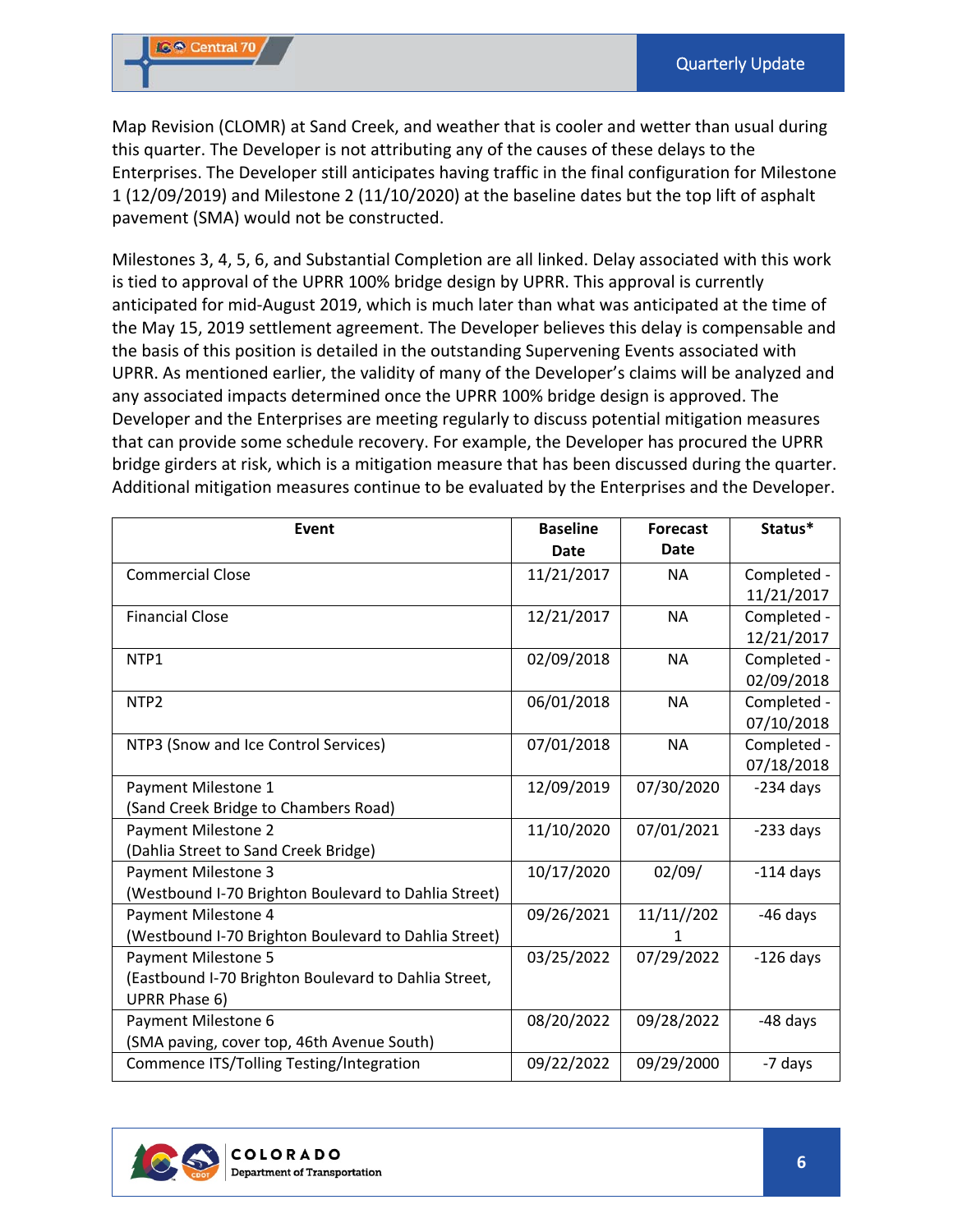Map Revision (CLOMR) at Sand Creek, and weather that is cooler and wetter than usual during this quarter. The Developer is not attributing any of the causes of these delays to the Enterprises. The Developer still anticipates having traffic in the final configuration for Milestone 1 (12/09/2019) and Milestone 2 (11/10/2020) at the baseline dates but the top lift of asphalt pavement (SMA) would not be constructed.

Milestones 3, 4, 5, 6, and Substantial Completion are all linked. Delay associated with this work is tied to approval of the UPRR 100% bridge design by UPRR. This approval is currently anticipated for mid-August 2019, which is much later than what was anticipated at the time of the May 15, 2019 settlement agreement. The Developer believes this delay is compensable and the basis of this position is detailed in the outstanding Supervening Events associated with UPRR. As mentioned earlier, the validity of many of the Developer's claims will be analyzed and any associated impacts determined once the UPRR 100% bridge design is approved. The Developer and the Enterprises are meeting regularly to discuss potential mitigation measures that can provide some schedule recovery. For example, the Developer has procured the UPRR bridge girders at risk, which is a mitigation measure that has been discussed during the quarter. Additional mitigation measures continue to be evaluated by the Enterprises and the Developer.

| Event | Baseline Date | Forecast Date | Status* |
|---|---|---|---|
| Commercial Close | 11/21/2017 | NA | Completed - 11/21/2017 |
| Financial Close | 12/21/2017 | NA | Completed - 12/21/2017 |
| NTP1 | 02/09/2018 | NA | Completed - 02/09/2018 |
| NTP2 | 06/01/2018 | NA | Completed - 07/10/2018 |
| NTP3 (Snow and Ice Control Services) | 07/01/2018 | NA | Completed - 07/18/2018 |
| Payment Milestone 1 (Sand Creek Bridge to Chambers Road) | 12/09/2019 | 07/30/2020 | -234 days |
| Payment Milestone 2 (Dahlia Street to Sand Creek Bridge) | 11/10/2020 | 07/01/2021 | -233 days |
| Payment Milestone 3 (Westbound I-70 Brighton Boulevard to Dahlia Street) | 10/17/2020 | 02/09/ | -114 days |
| Payment Milestone 4 (Westbound I-70 Brighton Boulevard to Dahlia Street) | 09/26/2021 | 11/11//2021 | -46 days |
| Payment Milestone 5 (Eastbound I-70 Brighton Boulevard to Dahlia Street, UPRR Phase 6) | 03/25/2022 | 07/29/2022 | -126 days |
| Payment Milestone 6 (SMA paving, cover top, 46th Avenue South) | 08/20/2022 | 09/28/2022 | -48 days |
| Commence ITS/Tolling Testing/Integration | 09/22/2022 | 09/29/2000 | -7 days |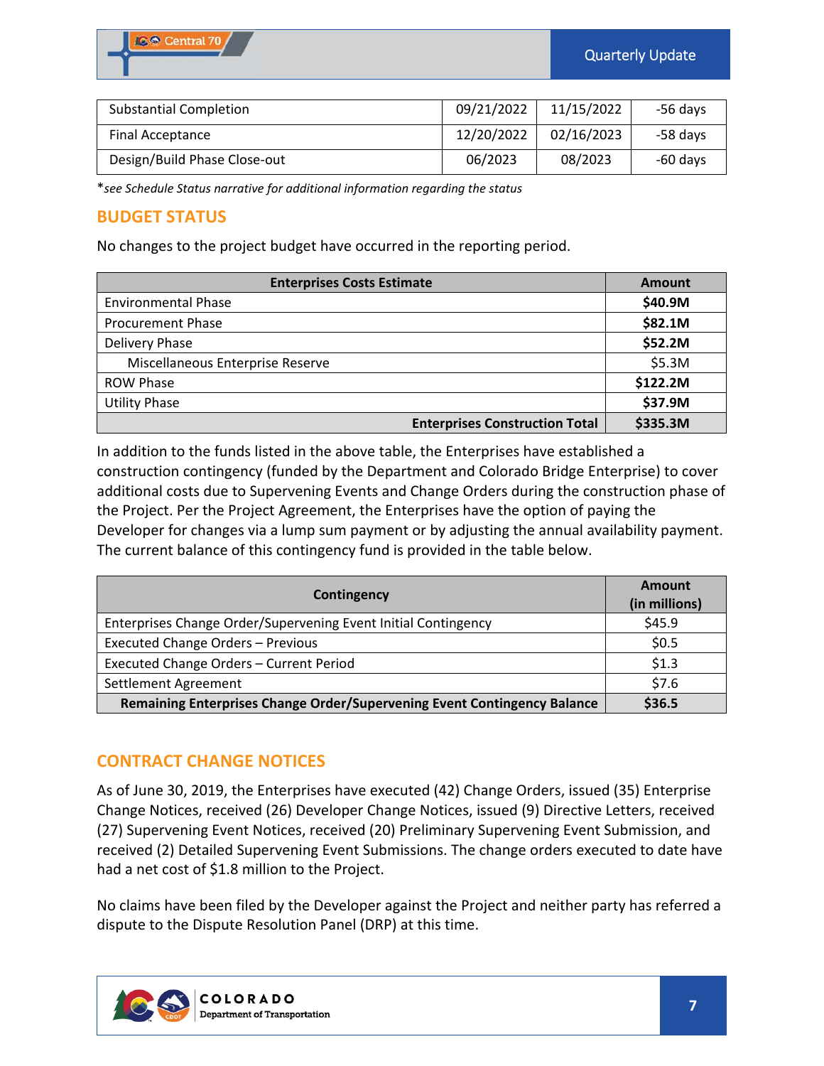| Substantial Completion | 09/21/2022 | 11/15/2022 | -56 days |
|---|---|---|---|
| Final Acceptance | 12/20/2022 | 02/16/2023 | -58 days |
| Design/Build Phase Close-out | 06/2023 | 08/2023 | -60 days |

**see Schedule Status narrative for additional information regarding the status*

## BUDGET STATUS

No changes to the project budget have occurred in the reporting period.

| Enterprises Costs Estimate | Amount |
|---|---|
| Environmental Phase | **$40.9M** |
| Procurement Phase | **$82.1M** |
| Delivery Phase | **$52.2M** |
| Miscellaneous Enterprise Reserve | $5.3M |
| ROW Phase | **$122.2M** |
| Utility Phase | **$37.9M** |
| **Enterprises Construction Total** | **$335.3M** |

In addition to the funds listed in the above table, the Enterprises have established a construction contingency (funded by the Department and Colorado Bridge Enterprise) to cover additional costs due to Supervening Events and Change Orders during the construction phase of the Project. Per the Project Agreement, the Enterprises have the option of paying the Developer for changes via a lump sum payment or by adjusting the annual availability payment. The current balance of this contingency fund is provided in the table below.

| Contingency | Amount (in millions) |
|---|---|
| Enterprises Change Order/Supervening Event Initial Contingency | $45.9 |
| Executed Change Orders – Previous | $0.5 |
| Executed Change Orders – Current Period | $1.3 |
| Settlement Agreement | $7.6 |
| **Remaining Enterprises Change Order/Supervening Event Contingency Balance** | **$36.5** |

## CONTRACT CHANGE NOTICES

As of June 30, 2019, the Enterprises have executed (42) Change Orders, issued (35) Enterprise Change Notices, received (26) Developer Change Notices, issued (9) Directive Letters, received (27) Supervening Event Notices, received (20) Preliminary Supervening Event Submission, and received (2) Detailed Supervening Event Submissions. The change orders executed to date have had a net cost of $1.8 million to the Project.

No claims have been filed by the Developer against the Project and neither party has referred a dispute to the Dispute Resolution Panel (DRP) at this time.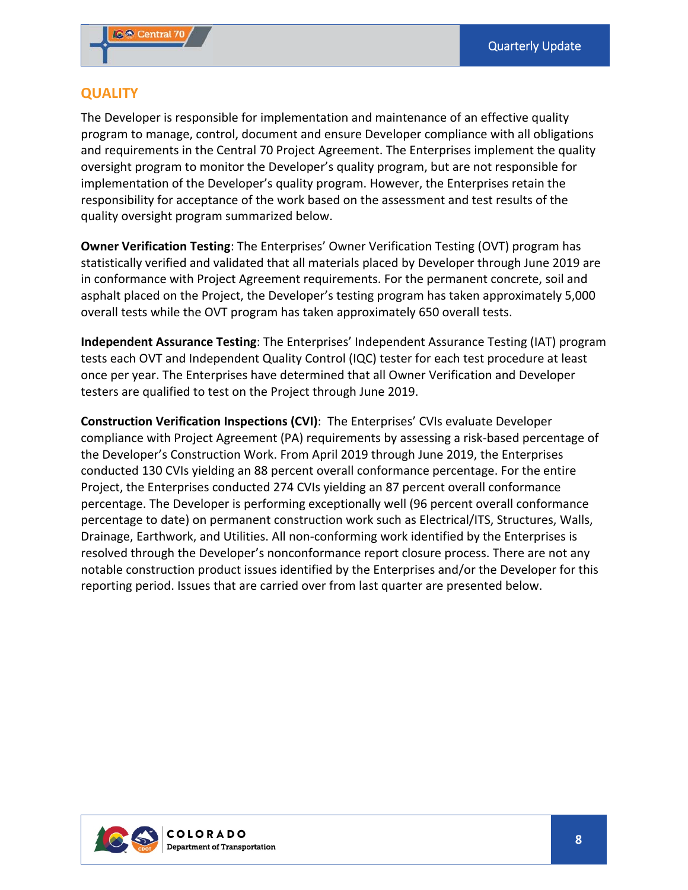## QUALITY

The Developer is responsible for implementation and maintenance of an effective quality program to manage, control, document and ensure Developer compliance with all obligations and requirements in the Central 70 Project Agreement. The Enterprises implement the quality oversight program to monitor the Developer's quality program, but are not responsible for implementation of the Developer's quality program. However, the Enterprises retain the responsibility for acceptance of the work based on the assessment and test results of the quality oversight program summarized below.

**Owner Verification Testing**: The Enterprises' Owner Verification Testing (OVT) program has statistically verified and validated that all materials placed by Developer through June 2019 are in conformance with Project Agreement requirements. For the permanent concrete, soil and asphalt placed on the Project, the Developer's testing program has taken approximately 5,000 overall tests while the OVT program has taken approximately 650 overall tests.

**Independent Assurance Testing**: The Enterprises' Independent Assurance Testing (IAT) program tests each OVT and Independent Quality Control (IQC) tester for each test procedure at least once per year. The Enterprises have determined that all Owner Verification and Developer testers are qualified to test on the Project through June 2019.

**Construction Verification Inspections (CVI)**: The Enterprises' CVIs evaluate Developer compliance with Project Agreement (PA) requirements by assessing a risk-based percentage of the Developer's Construction Work. From April 2019 through June 2019, the Enterprises conducted 130 CVIs yielding an 88 percent overall conformance percentage. For the entire Project, the Enterprises conducted 274 CVIs yielding an 87 percent overall conformance percentage. The Developer is performing exceptionally well (96 percent overall conformance percentage to date) on permanent construction work such as Electrical/ITS, Structures, Walls, Drainage, Earthwork, and Utilities. All non-conforming work identified by the Enterprises is resolved through the Developer's nonconformance report closure process. There are not any notable construction product issues identified by the Enterprises and/or the Developer for this reporting period. Issues that are carried over from last quarter are presented below.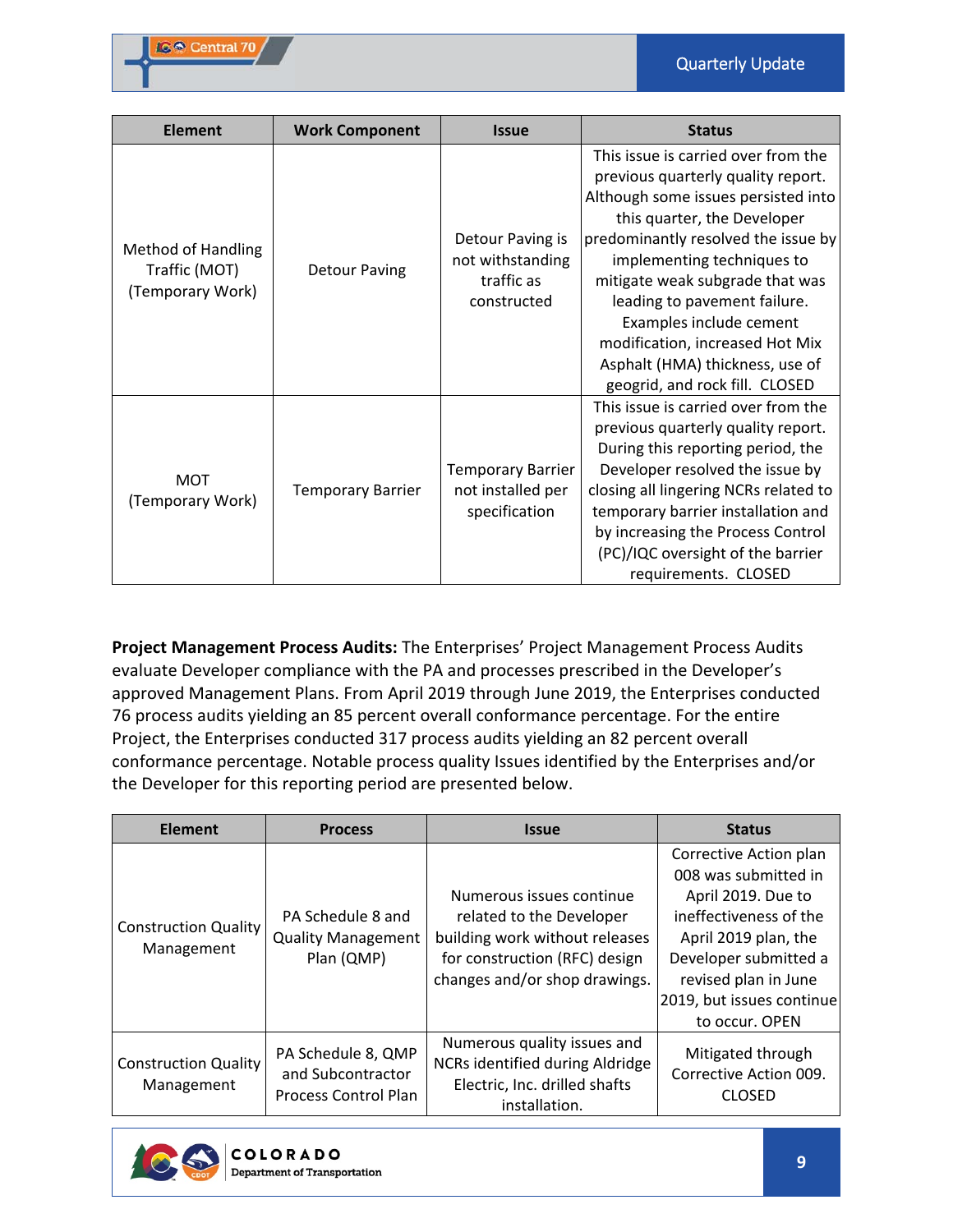| Element | Work Component | Issue | Status |
|---|---|---|---|
| Method of Handling Traffic (MOT) (Temporary Work) | Detour Paving | Detour Paving is not withstanding traffic as constructed | This issue is carried over from the previous quarterly quality report. Although some issues persisted into this quarter, the Developer predominantly resolved the issue by implementing techniques to mitigate weak subgrade that was leading to pavement failure. Examples include cement modification, increased Hot Mix Asphalt (HMA) thickness, use of geogrid, and rock fill. CLOSED |
| MOT (Temporary Work) | Temporary Barrier | Temporary Barrier not installed per specification | This issue is carried over from the previous quarterly quality report. During this reporting period, the Developer resolved the issue by closing all lingering NCRs related to temporary barrier installation and by increasing the Process Control (PC)/IQC oversight of the barrier requirements. CLOSED |

**Project Management Process Audits:** The Enterprises' Project Management Process Audits evaluate Developer compliance with the PA and processes prescribed in the Developer's approved Management Plans. From April 2019 through June 2019, the Enterprises conducted 76 process audits yielding an 85 percent overall conformance percentage. For the entire Project, the Enterprises conducted 317 process audits yielding an 82 percent overall conformance percentage. Notable process quality Issues identified by the Enterprises and/or the Developer for this reporting period are presented below.

| Element | Process | Issue | Status |
|---|---|---|---|
| Construction Quality Management | PA Schedule 8 and Quality Management Plan (QMP) | Numerous issues continue related to the Developer building work without releases for construction (RFC) design changes and/or shop drawings. | Corrective Action plan 008 was submitted in April 2019. Due to ineffectiveness of the April 2019 plan, the Developer submitted a revised plan in June 2019, but issues continue to occur. OPEN |
| Construction Quality Management | PA Schedule 8, QMP and Subcontractor Process Control Plan | Numerous quality issues and NCRs identified during Aldridge Electric, Inc. drilled shafts installation. | Mitigated through Corrective Action 009. CLOSED |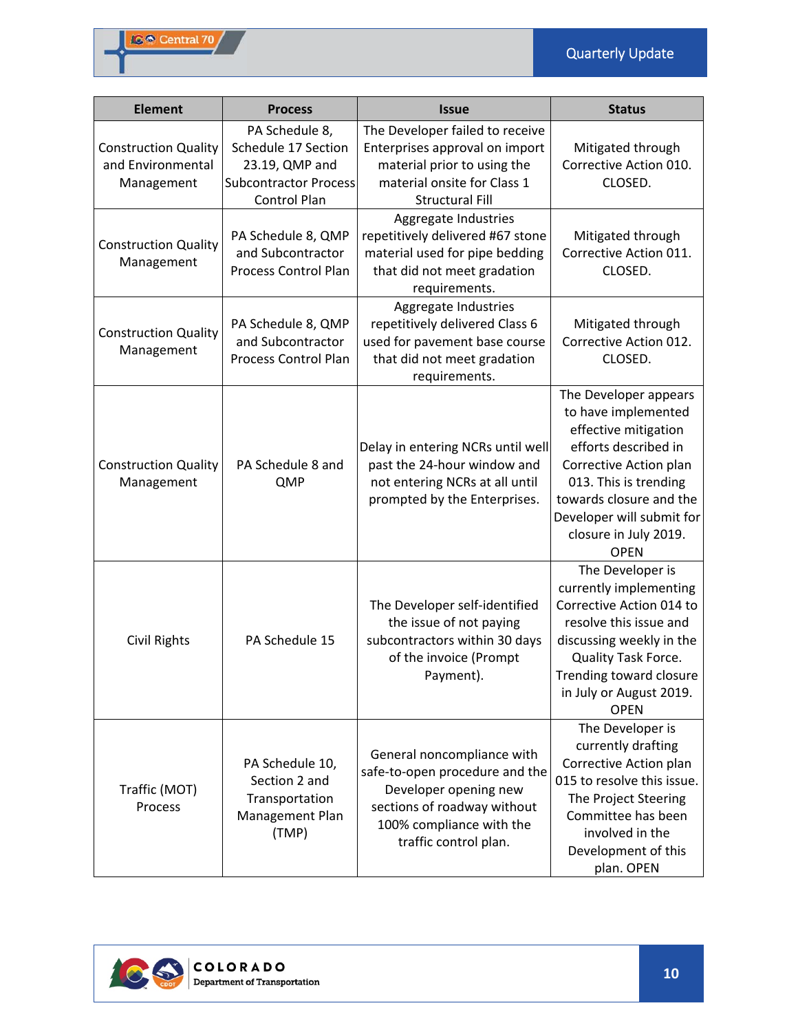| Element | Process | Issue | Status |
|---|---|---|---|
| Construction Quality and Environmental Management | PA Schedule 8, Schedule 17 Section 23.19, QMP and Subcontractor Process Control Plan | The Developer failed to receive Enterprises approval on import material prior to using the material onsite for Class 1 Structural Fill | Mitigated through Corrective Action 010. CLOSED. |
| Construction Quality Management | PA Schedule 8, QMP and Subcontractor Process Control Plan | Aggregate Industries repetitively delivered #67 stone material used for pipe bedding that did not meet gradation requirements. | Mitigated through Corrective Action 011. CLOSED. |
| Construction Quality Management | PA Schedule 8, QMP and Subcontractor Process Control Plan | Aggregate Industries repetitively delivered Class 6 used for pavement base course that did not meet gradation requirements. | Mitigated through Corrective Action 012. CLOSED. |
| Construction Quality Management | PA Schedule 8 and QMP | Delay in entering NCRs until well past the 24-hour window and not entering NCRs at all until prompted by the Enterprises. | The Developer appears to have implemented effective mitigation efforts described in Corrective Action plan 013. This is trending towards closure and the Developer will submit for closure in July 2019. OPEN |
| Civil Rights | PA Schedule 15 | The Developer self-identified the issue of not paying subcontractors within 30 days of the invoice (Prompt Payment). | The Developer is currently implementing Corrective Action 014 to resolve this issue and discussing weekly in the Quality Task Force. Trending toward closure in July or August 2019. OPEN |
| Traffic (MOT) Process | PA Schedule 10, Section 2 and Transportation Management Plan (TMP) | General noncompliance with safe-to-open procedure and the Developer opening new sections of roadway without 100% compliance with the traffic control plan. | The Developer is currently drafting Corrective Action plan 015 to resolve this issue. The Project Steering Committee has been involved in the Development of this plan. OPEN |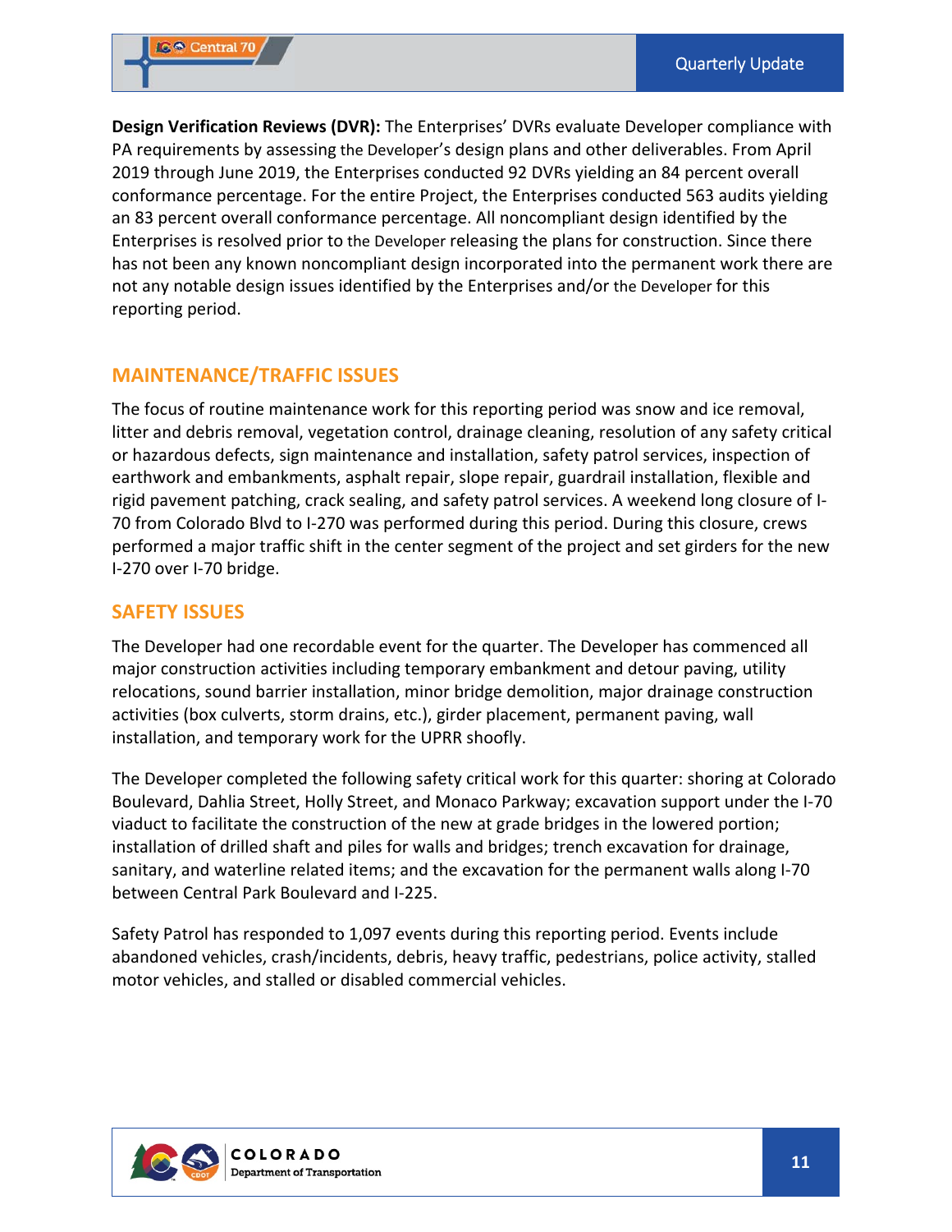**Design Verification Reviews (DVR):** The Enterprises' DVRs evaluate Developer compliance with PA requirements by assessing the Developer's design plans and other deliverables. From April 2019 through June 2019, the Enterprises conducted 92 DVRs yielding an 84 percent overall conformance percentage. For the entire Project, the Enterprises conducted 563 audits yielding an 83 percent overall conformance percentage. All noncompliant design identified by the Enterprises is resolved prior to the Developer releasing the plans for construction. Since there has not been any known noncompliant design incorporated into the permanent work there are not any notable design issues identified by the Enterprises and/or the Developer for this reporting period.

## MAINTENANCE/TRAFFIC ISSUES

The focus of routine maintenance work for this reporting period was snow and ice removal, litter and debris removal, vegetation control, drainage cleaning, resolution of any safety critical or hazardous defects, sign maintenance and installation, safety patrol services, inspection of earthwork and embankments, asphalt repair, slope repair, guardrail installation, flexible and rigid pavement patching, crack sealing, and safety patrol services. A weekend long closure of I-70 from Colorado Blvd to I-270 was performed during this period. During this closure, crews performed a major traffic shift in the center segment of the project and set girders for the new I-270 over I-70 bridge.

## SAFETY ISSUES

The Developer had one recordable event for the quarter. The Developer has commenced all major construction activities including temporary embankment and detour paving, utility relocations, sound barrier installation, minor bridge demolition, major drainage construction activities (box culverts, storm drains, etc.), girder placement, permanent paving, wall installation, and temporary work for the UPRR shoofly.

The Developer completed the following safety critical work for this quarter: shoring at Colorado Boulevard, Dahlia Street, Holly Street, and Monaco Parkway; excavation support under the I-70 viaduct to facilitate the construction of the new at grade bridges in the lowered portion; installation of drilled shaft and piles for walls and bridges; trench excavation for drainage, sanitary, and waterline related items; and the excavation for the permanent walls along I-70 between Central Park Boulevard and I-225.

Safety Patrol has responded to 1,097 events during this reporting period. Events include abandoned vehicles, crash/incidents, debris, heavy traffic, pedestrians, police activity, stalled motor vehicles, and stalled or disabled commercial vehicles.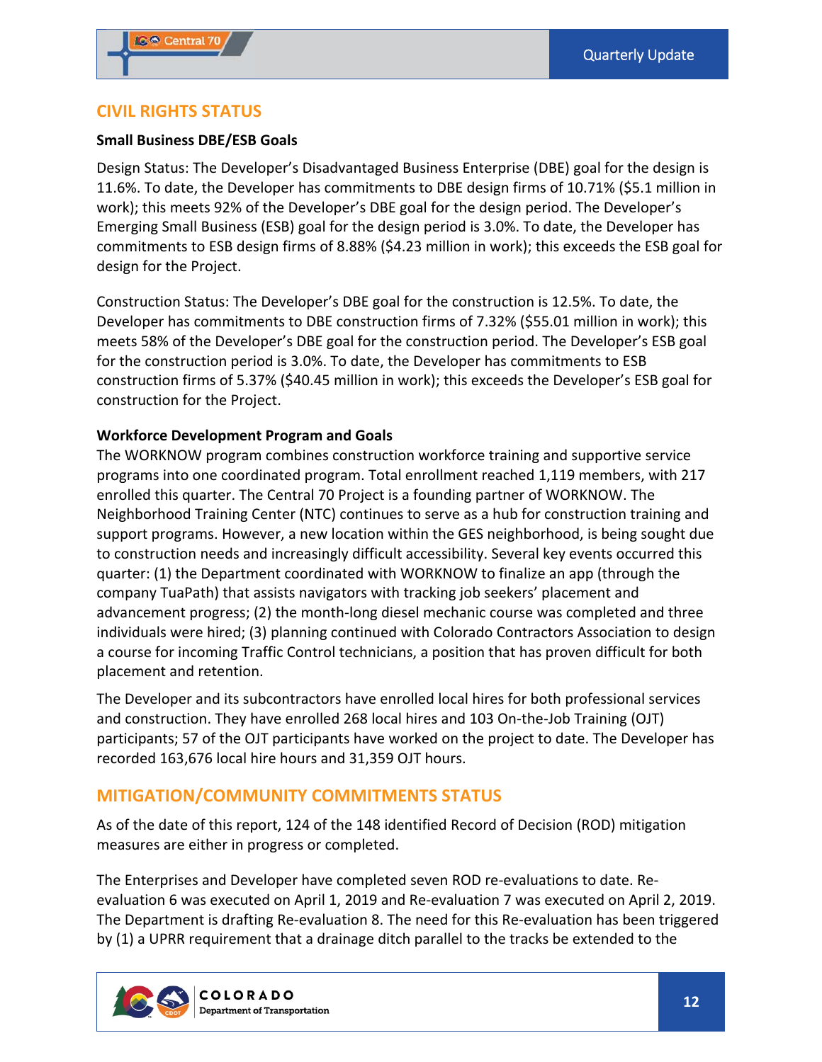## CIVIL RIGHTS STATUS

**Small Business DBE/ESB Goals**

Design Status: The Developer's Disadvantaged Business Enterprise (DBE) goal for the design is 11.6%. To date, the Developer has commitments to DBE design firms of 10.71% ($5.1 million in work); this meets 92% of the Developer's DBE goal for the design period. The Developer's Emerging Small Business (ESB) goal for the design period is 3.0%. To date, the Developer has commitments to ESB design firms of 8.88% ($4.23 million in work); this exceeds the ESB goal for design for the Project.

Construction Status: The Developer's DBE goal for the construction is 12.5%. To date, the Developer has commitments to DBE construction firms of 7.32% ($55.01 million in work); this meets 58% of the Developer's DBE goal for the construction period. The Developer's ESB goal for the construction period is 3.0%. To date, the Developer has commitments to ESB construction firms of 5.37% ($40.45 million in work); this exceeds the Developer's ESB goal for construction for the Project.

**Workforce Development Program and Goals**

The WORKNOW program combines construction workforce training and supportive service programs into one coordinated program. Total enrollment reached 1,119 members, with 217 enrolled this quarter. The Central 70 Project is a founding partner of WORKNOW. The Neighborhood Training Center (NTC) continues to serve as a hub for construction training and support programs. However, a new location within the GES neighborhood, is being sought due to construction needs and increasingly difficult accessibility. Several key events occurred this quarter: (1) the Department coordinated with WORKNOW to finalize an app (through the company TuaPath) that assists navigators with tracking job seekers' placement and advancement progress; (2) the month-long diesel mechanic course was completed and three individuals were hired; (3) planning continued with Colorado Contractors Association to design a course for incoming Traffic Control technicians, a position that has proven difficult for both placement and retention.

The Developer and its subcontractors have enrolled local hires for both professional services and construction. They have enrolled 268 local hires and 103 On-the-Job Training (OJT) participants; 57 of the OJT participants have worked on the project to date. The Developer has recorded 163,676 local hire hours and 31,359 OJT hours.

## MITIGATION/COMMUNITY COMMITMENTS STATUS

As of the date of this report, 124 of the 148 identified Record of Decision (ROD) mitigation measures are either in progress or completed.

The Enterprises and Developer have completed seven ROD re-evaluations to date. Re-evaluation 6 was executed on April 1, 2019 and Re-evaluation 7 was executed on April 2, 2019. The Department is drafting Re-evaluation 8. The need for this Re-evaluation has been triggered by (1) a UPRR requirement that a drainage ditch parallel to the tracks be extended to the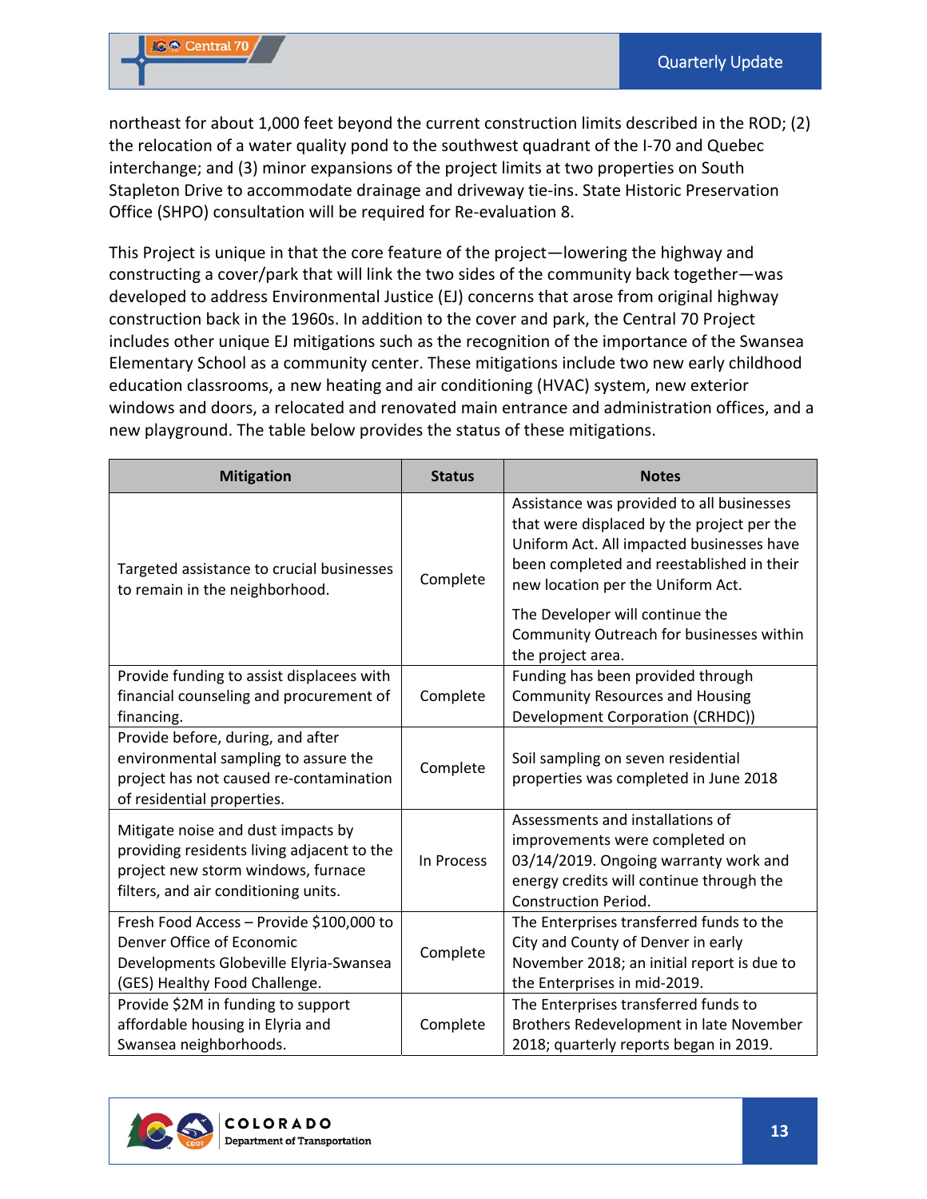northeast for about 1,000 feet beyond the current construction limits described in the ROD; (2) the relocation of a water quality pond to the southwest quadrant of the I-70 and Quebec interchange; and (3) minor expansions of the project limits at two properties on South Stapleton Drive to accommodate drainage and driveway tie-ins. State Historic Preservation Office (SHPO) consultation will be required for Re-evaluation 8.

This Project is unique in that the core feature of the project—lowering the highway and constructing a cover/park that will link the two sides of the community back together—was developed to address Environmental Justice (EJ) concerns that arose from original highway construction back in the 1960s. In addition to the cover and park, the Central 70 Project includes other unique EJ mitigations such as the recognition of the importance of the Swansea Elementary School as a community center. These mitigations include two new early childhood education classrooms, a new heating and air conditioning (HVAC) system, new exterior windows and doors, a relocated and renovated main entrance and administration offices, and a new playground. The table below provides the status of these mitigations.

| Mitigation | Status | Notes |
|---|---|---|
| Targeted assistance to crucial businesses to remain in the neighborhood. | Complete | Assistance was provided to all businesses that were displaced by the project per the Uniform Act. All impacted businesses have been completed and reestablished in their new location per the Uniform Act.<br><br>The Developer will continue the Community Outreach for businesses within the project area. |
| Provide funding to assist displacees with financial counseling and procurement of financing. | Complete | Funding has been provided through Community Resources and Housing Development Corporation (CRHDC)) |
| Provide before, during, and after environmental sampling to assure the project has not caused re-contamination of residential properties. | Complete | Soil sampling on seven residential properties was completed in June 2018 |
| Mitigate noise and dust impacts by providing residents living adjacent to the project new storm windows, furnace filters, and air conditioning units. | In Process | Assessments and installations of improvements were completed on 03/14/2019. Ongoing warranty work and energy credits will continue through the Construction Period. |
| Fresh Food Access – Provide $100,000 to Denver Office of Economic Developments Globeville Elyria-Swansea (GES) Healthy Food Challenge. | Complete | The Enterprises transferred funds to the City and County of Denver in early November 2018; an initial report is due to the Enterprises in mid-2019. |
| Provide $2M in funding to support affordable housing in Elyria and Swansea neighborhoods. | Complete | The Enterprises transferred funds to Brothers Redevelopment in late November 2018; quarterly reports began in 2019. |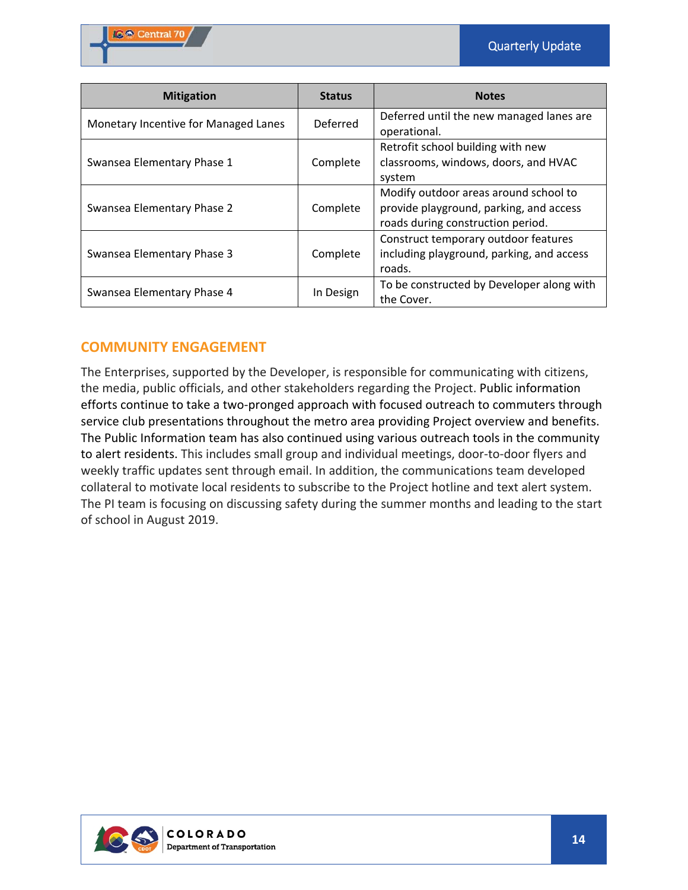| Mitigation | Status | Notes |
|---|---|---|
| Monetary Incentive for Managed Lanes | Deferred | Deferred until the new managed lanes are operational. |
| Swansea Elementary Phase 1 | Complete | Retrofit school building with new classrooms, windows, doors, and HVAC system |
| Swansea Elementary Phase 2 | Complete | Modify outdoor areas around school to provide playground, parking, and access roads during construction period. |
| Swansea Elementary Phase 3 | Complete | Construct temporary outdoor features including playground, parking, and access roads. |
| Swansea Elementary Phase 4 | In Design | To be constructed by Developer along with the Cover. |

## COMMUNITY ENGAGEMENT

The Enterprises, supported by the Developer, is responsible for communicating with citizens, the media, public officials, and other stakeholders regarding the Project. Public information efforts continue to take a two-pronged approach with focused outreach to commuters through service club presentations throughout the metro area providing Project overview and benefits. The Public Information team has also continued using various outreach tools in the community to alert residents. This includes small group and individual meetings, door-to-door flyers and weekly traffic updates sent through email. In addition, the communications team developed collateral to motivate local residents to subscribe to the Project hotline and text alert system. The PI team is focusing on discussing safety during the summer months and leading to the start of school in August 2019.